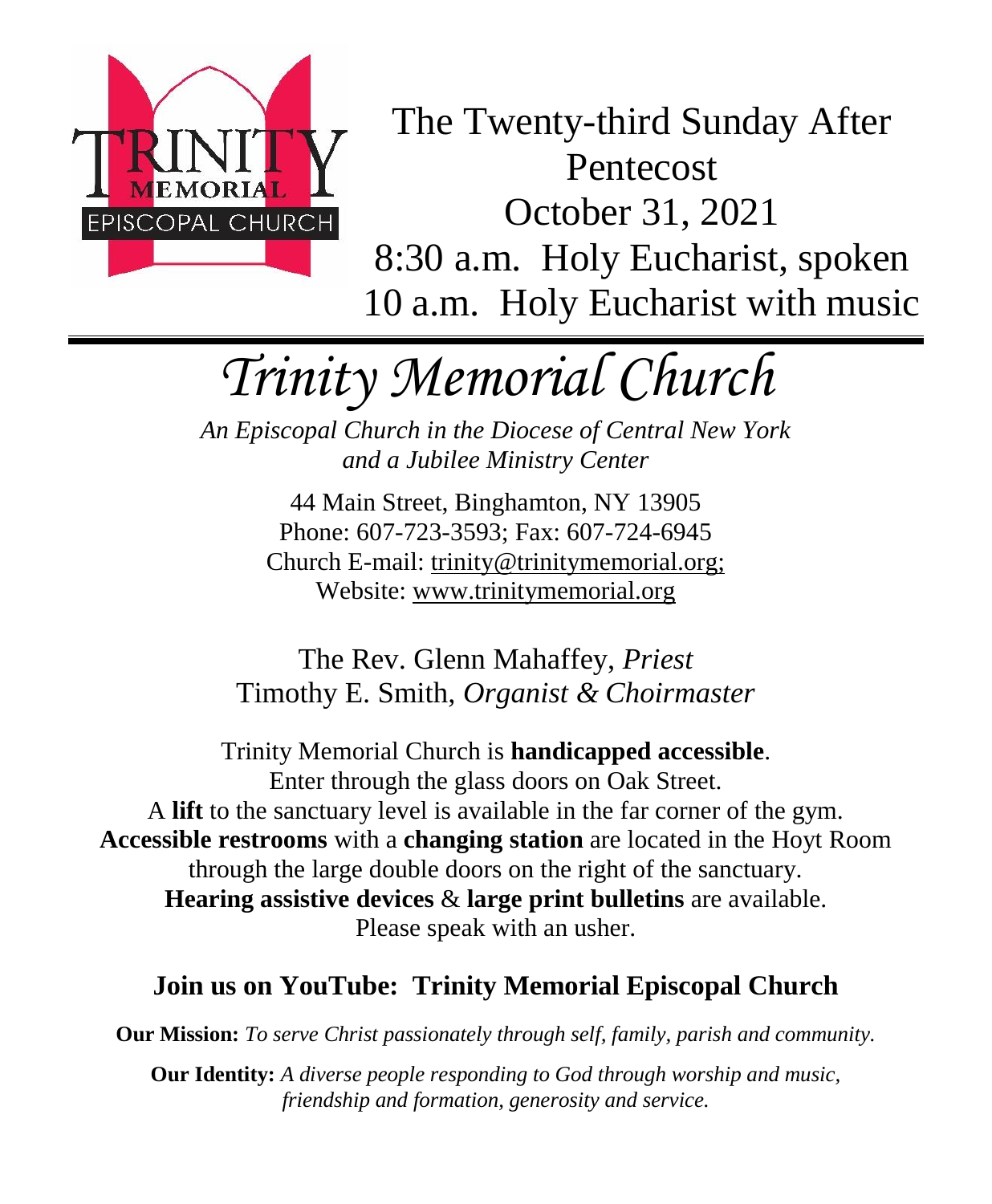The Twenty-third Sunday After Pentecost
October 31, 2021
8:30 a.m. Holy Eucharist, spoken
10 a.m. Holy Eucharist with music

---

# *Trinity Memorial Church*

*An Episcopal Church in the Diocese of Central New York and a Jubilee Ministry Center*

44 Main Street, Binghamton, NY 13905
Phone: 607-723-3593; Fax: 607-724-6945
Church E-mail: trinity@trinitymemorial.org;
Website: www.trinitymemorial.org

The Rev. Glenn Mahaffey, *Priest*
Timothy E. Smith, *Organist & Choirmaster*

Trinity Memorial Church is **handicapped accessible**.
Enter through the glass doors on Oak Street.
A **lift** to the sanctuary level is available in the far corner of the gym.
**Accessible restrooms** with a **changing station** are located in the Hoyt Room through the large double doors on the right of the sanctuary.
**Hearing assistive devices** & **large print bulletins** are available.
Please speak with an usher.

## Join us on YouTube: Trinity Memorial Episcopal Church

**Our Mission:** *To serve Christ passionately through self, family, parish and community.*

**Our Identity:** *A diverse people responding to God through worship and music, friendship and formation, generosity and service.*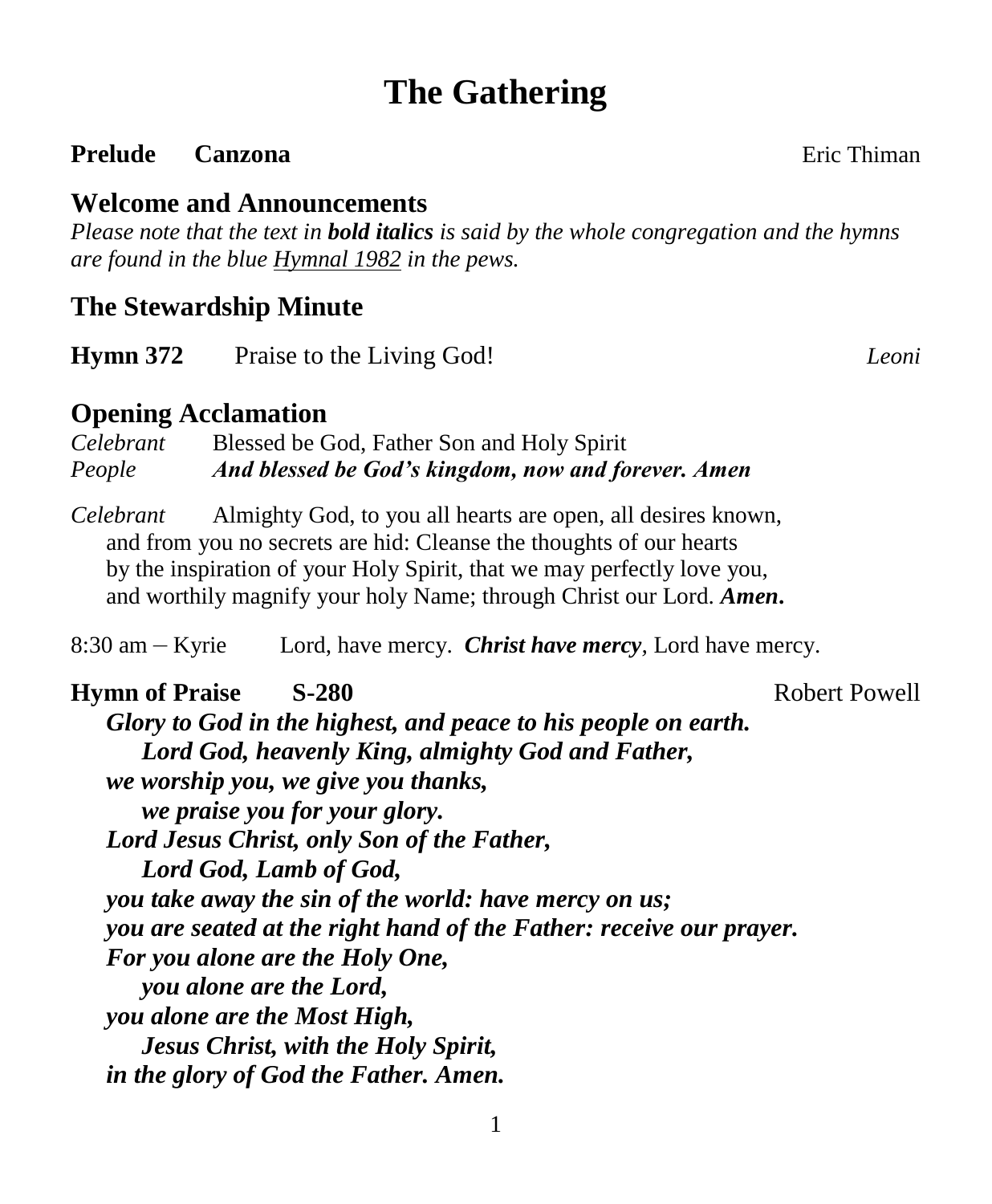# The Gathering

**Prelude Canzona** Eric Thiman

## Welcome and Announcements

*Please note that the text in* ***bold italics*** *is said by the whole congregation and the hymns are found in the blue* *Hymnal 1982* *in the pews.*

## The Stewardship Minute

**Hymn 372** Praise to the Living God! *Leoni*

## Opening Acclamation

*Celebrant* Blessed be God, Father Son and Holy Spirit
*People* ***And blessed be God's kingdom, now and forever. Amen***

*Celebrant* Almighty God, to you all hearts are open, all desires known, and from you no secrets are hid: Cleanse the thoughts of our hearts by the inspiration of your Holy Spirit, that we may perfectly love you, and worthily magnify your holy Name; through Christ our Lord. ***Amen.***

8:30 am – Kyrie Lord, have mercy. ***Christ have mercy***, Lord have mercy.

**Hymn of Praise S-280** Robert Powell

***Glory to God in the highest, and peace to his people on earth.***
***Lord God, heavenly King, almighty God and Father,***
***we worship you, we give you thanks,***
***we praise you for your glory.***
***Lord Jesus Christ, only Son of the Father,***
***Lord God, Lamb of God,***
***you take away the sin of the world: have mercy on us;***
***you are seated at the right hand of the Father: receive our prayer.***
***For you alone are the Holy One,***
***you alone are the Lord,***
***you alone are the Most High,***
***Jesus Christ, with the Holy Spirit,***
***in the glory of God the Father. Amen.***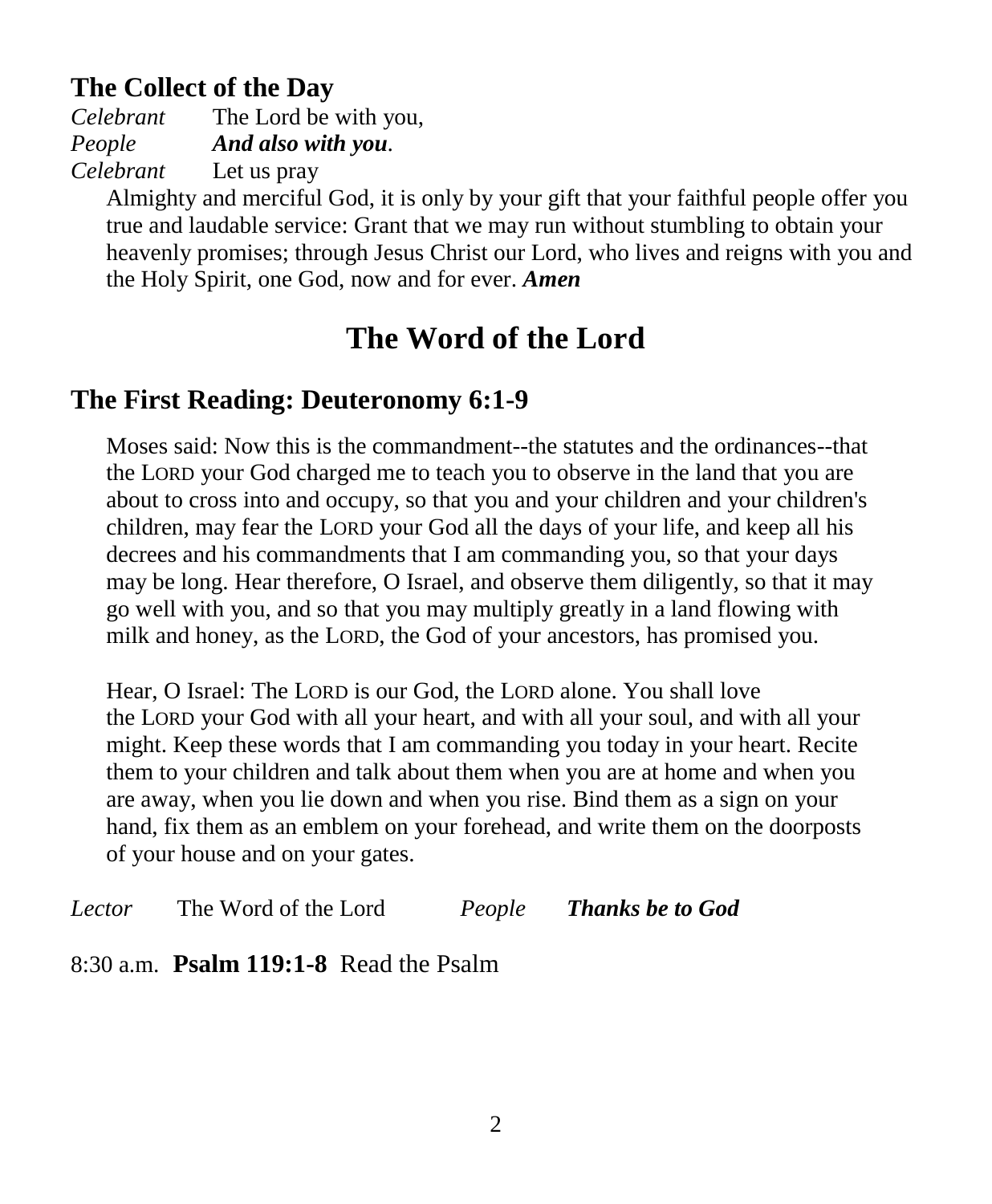## The Collect of the Day

*Celebrant* The Lord be with you,
*People* ***And also with you*.**
*Celebrant* Let us pray

Almighty and merciful God, it is only by your gift that your faithful people offer you true and laudable service: Grant that we may run without stumbling to obtain your heavenly promises; through Jesus Christ our Lord, who lives and reigns with you and the Holy Spirit, one God, now and for ever. ***Amen***

# The Word of the Lord

## The First Reading: Deuteronomy 6:1-9

Moses said: Now this is the commandment--the statutes and the ordinances--that the LORD your God charged me to teach you to observe in the land that you are about to cross into and occupy, so that you and your children and your children's children, may fear the LORD your God all the days of your life, and keep all his decrees and his commandments that I am commanding you, so that your days may be long. Hear therefore, O Israel, and observe them diligently, so that it may go well with you, and so that you may multiply greatly in a land flowing with milk and honey, as the LORD, the God of your ancestors, has promised you.

Hear, O Israel: The LORD is our God, the LORD alone. You shall love the LORD your God with all your heart, and with all your soul, and with all your might. Keep these words that I am commanding you today in your heart. Recite them to your children and talk about them when you are at home and when you are away, when you lie down and when you rise. Bind them as a sign on your hand, fix them as an emblem on your forehead, and write them on the doorposts of your house and on your gates.

*Lector* The Word of the Lord *People* ***Thanks be to God***

8:30 a.m. **Psalm 119:1-8** Read the Psalm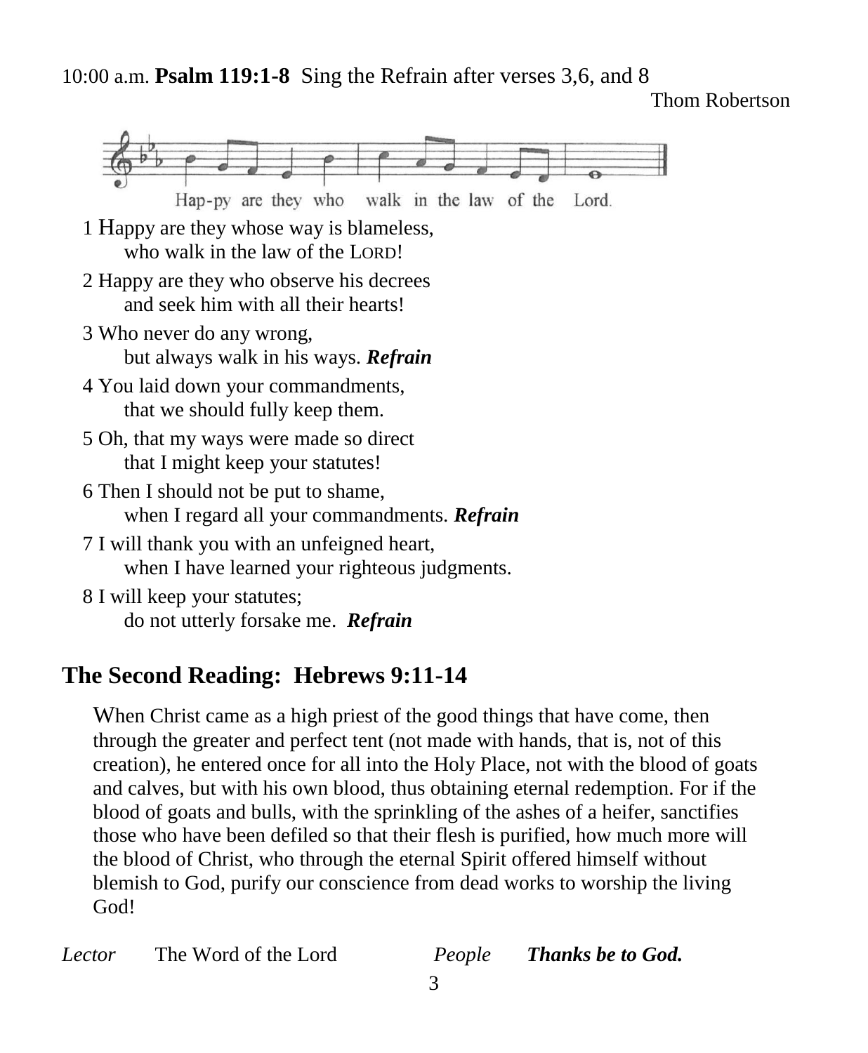10:00 a.m. **Psalm 119:1-8** Sing the Refrain after verses 3,6, and 8

Thom Robertson

Hap-py are they who walk in the law of the Lord.

1 Happy are they whose way is blameless,
who walk in the law of the LORD!

2 Happy are they who observe his decrees
and seek him with all their hearts!

3 Who never do any wrong,
but always walk in his ways. ***Refrain***

4 You laid down your commandments,
that we should fully keep them.

5 Oh, that my ways were made so direct
that I might keep your statutes!

6 Then I should not be put to shame,
when I regard all your commandments. ***Refrain***

7 I will thank you with an unfeigned heart,
when I have learned your righteous judgments.

8 I will keep your statutes;
do not utterly forsake me. ***Refrain***

## The Second Reading: Hebrews 9:11-14

When Christ came as a high priest of the good things that have come, then through the greater and perfect tent (not made with hands, that is, not of this creation), he entered once for all into the Holy Place, not with the blood of goats and calves, but with his own blood, thus obtaining eternal redemption. For if the blood of goats and bulls, with the sprinkling of the ashes of a heifer, sanctifies those who have been defiled so that their flesh is purified, how much more will the blood of Christ, who through the eternal Spirit offered himself without blemish to God, purify our conscience from dead works to worship the living God!

*Lector* The Word of the Lord *People* ***Thanks be to God.***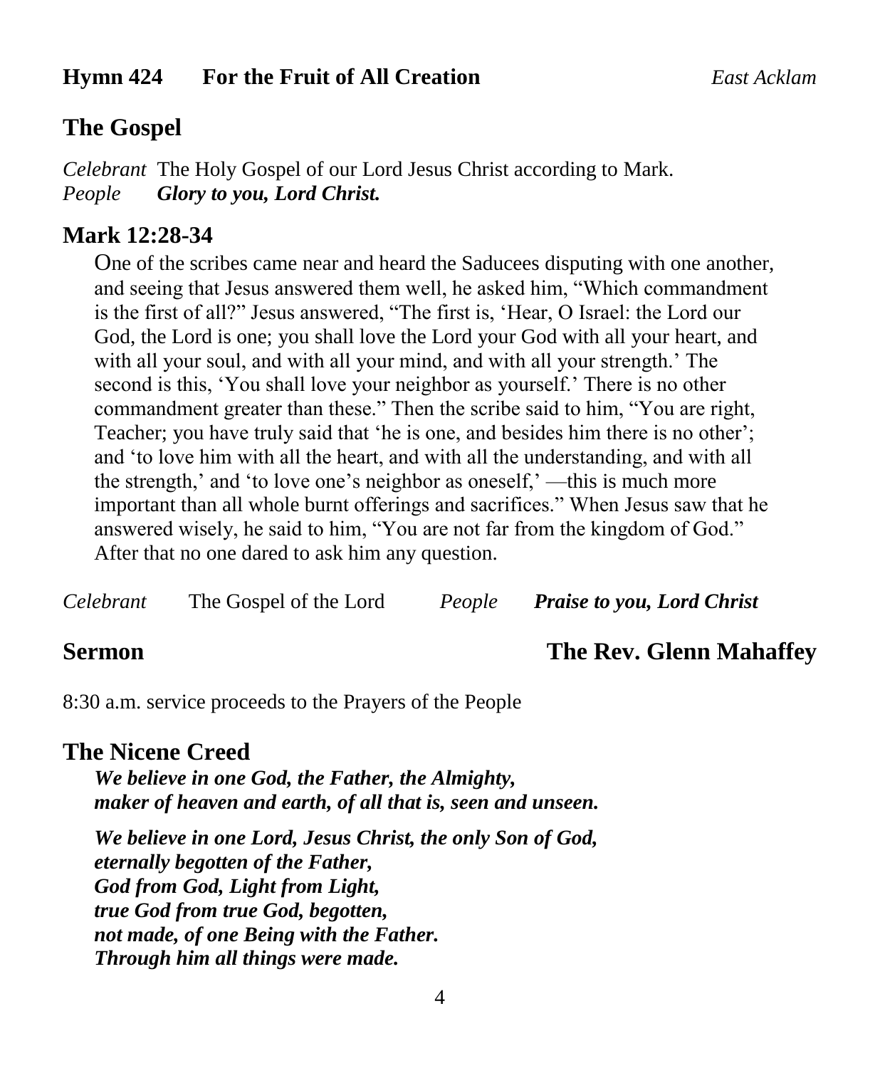**Hymn 424 For the Fruit of All Creation** *East Acklam*

## The Gospel

*Celebrant* The Holy Gospel of our Lord Jesus Christ according to Mark.
*People* ***Glory to you, Lord Christ.***

### Mark 12:28-34

One of the scribes came near and heard the Saducees disputing with one another, and seeing that Jesus answered them well, he asked him, "Which commandment is the first of all?" Jesus answered, "The first is, 'Hear, O Israel: the Lord our God, the Lord is one; you shall love the Lord your God with all your heart, and with all your soul, and with all your mind, and with all your strength.' The second is this, 'You shall love your neighbor as yourself.' There is no other commandment greater than these." Then the scribe said to him, "You are right, Teacher; you have truly said that 'he is one, and besides him there is no other'; and 'to love him with all the heart, and with all the understanding, and with all the strength,' and 'to love one's neighbor as oneself,' —this is much more important than all whole burnt offerings and sacrifices." When Jesus saw that he answered wisely, he said to him, "You are not far from the kingdom of God." After that no one dared to ask him any question.

*Celebrant* The Gospel of the Lord *People* ***Praise to you, Lord Christ***

## Sermon — The Rev. Glenn Mahaffey

8:30 a.m. service proceeds to the Prayers of the People

## The Nicene Creed

***We believe in one God, the Father, the Almighty,***
***maker of heaven and earth, of all that is, seen and unseen.***

***We believe in one Lord, Jesus Christ, the only Son of God,***
***eternally begotten of the Father,***
***God from God, Light from Light,***
***true God from true God, begotten,***
***not made, of one Being with the Father.***
***Through him all things were made.***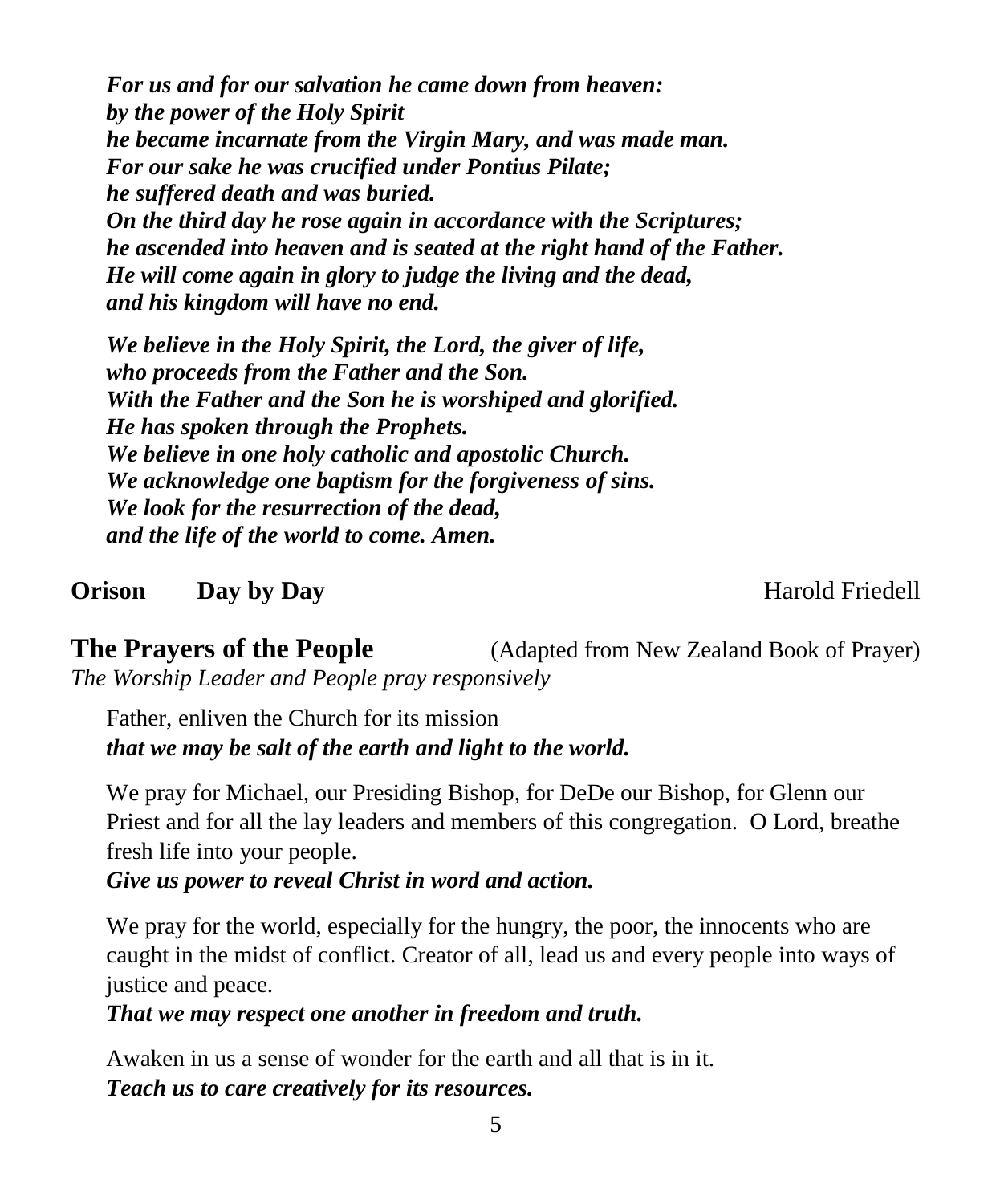*For us and for our salvation he came down from heaven:*
*by the power of the Holy Spirit*
*he became incarnate from the Virgin Mary, and was made man.*
*For our sake he was crucified under Pontius Pilate;*
*he suffered death and was buried.*
*On the third day he rose again in accordance with the Scriptures;*
*he ascended into heaven and is seated at the right hand of the Father.*
*He will come again in glory to judge the living and the dead,*
*and his kingdom will have no end.*

*We believe in the Holy Spirit, the Lord, the giver of life,*
*who proceeds from the Father and the Son.*
*With the Father and the Son he is worshiped and glorified.*
*He has spoken through the Prophets.*
*We believe in one holy catholic and apostolic Church.*
*We acknowledge one baptism for the forgiveness of sins.*
*We look for the resurrection of the dead,*
*and the life of the world to come. Amen.*

**Orison** **Day by Day** Harold Friedell

## The Prayers of the People (Adapted from New Zealand Book of Prayer)

*The Worship Leader and People pray responsively*

Father, enliven the Church for its mission
***that we may be salt of the earth and light to the world.***

We pray for Michael, our Presiding Bishop, for DeDe our Bishop, for Glenn our Priest and for all the lay leaders and members of this congregation. O Lord, breathe fresh life into your people.
***Give us power to reveal Christ in word and action.***

We pray for the world, especially for the hungry, the poor, the innocents who are caught in the midst of conflict. Creator of all, lead us and every people into ways of justice and peace.
***That we may respect one another in freedom and truth.***

Awaken in us a sense of wonder for the earth and all that is in it.
***Teach us to care creatively for its resources.***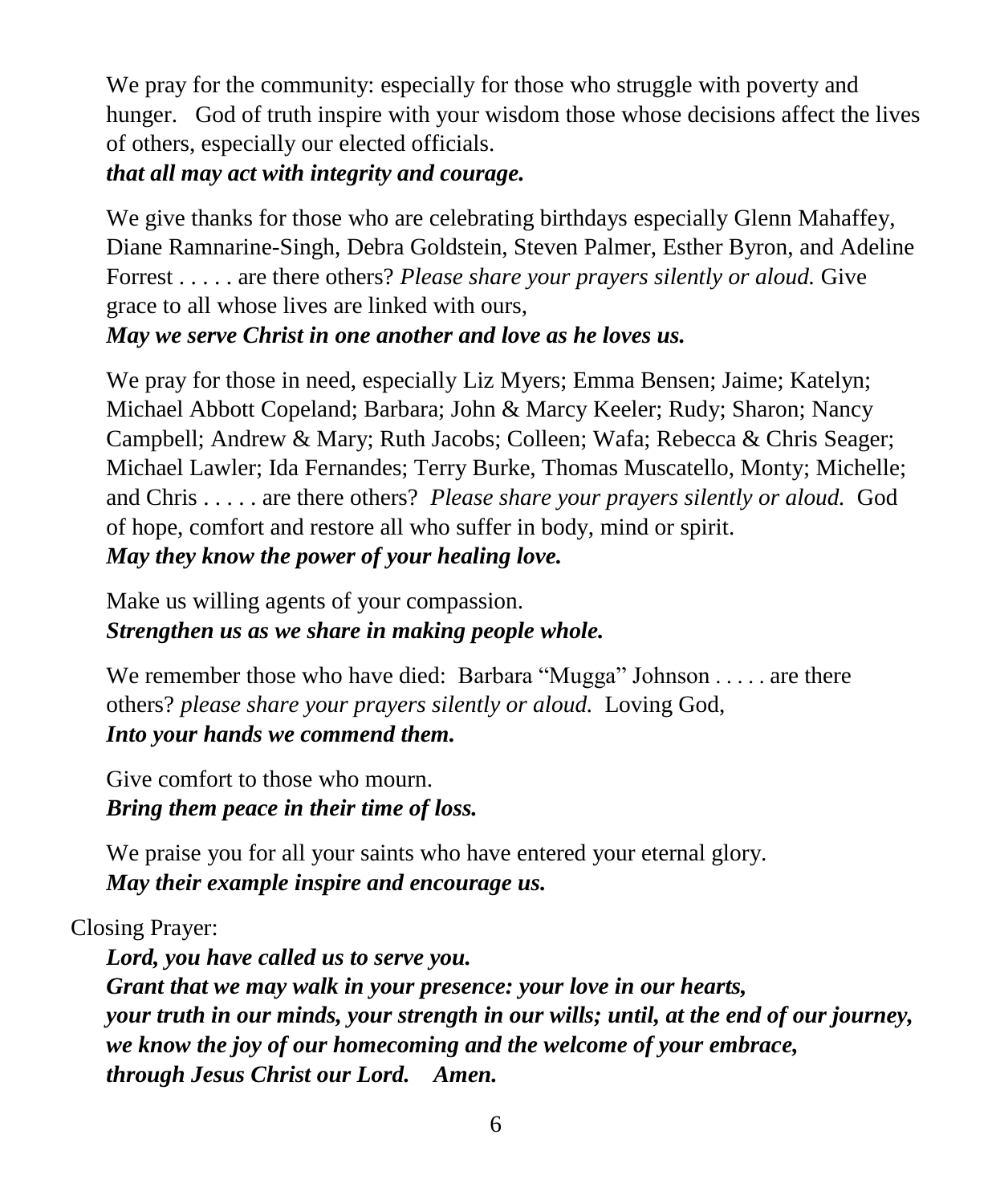We pray for the community: especially for those who struggle with poverty and hunger. God of truth inspire with your wisdom those whose decisions affect the lives of others, especially our elected officials.
***that all may act with integrity and courage.***

We give thanks for those who are celebrating birthdays especially Glenn Mahaffey, Diane Ramnarine-Singh, Debra Goldstein, Steven Palmer, Esther Byron, and Adeline Forrest . . . . . are there others? *Please share your prayers silently or aloud.* Give grace to all whose lives are linked with ours,
***May we serve Christ in one another and love as he loves us.***

We pray for those in need, especially Liz Myers; Emma Bensen; Jaime; Katelyn; Michael Abbott Copeland; Barbara; John & Marcy Keeler; Rudy; Sharon; Nancy Campbell; Andrew & Mary; Ruth Jacobs; Colleen; Wafa; Rebecca & Chris Seager; Michael Lawler; Ida Fernandes; Terry Burke, Thomas Muscatello, Monty; Michelle; and Chris . . . . . are there others? *Please share your prayers silently or aloud.* God of hope, comfort and restore all who suffer in body, mind or spirit.
***May they know the power of your healing love.***

Make us willing agents of your compassion.
***Strengthen us as we share in making people whole.***

We remember those who have died: Barbara "Mugga" Johnson . . . . . are there others? *please share your prayers silently or aloud.* Loving God,
***Into your hands we commend them.***

Give comfort to those who mourn.
***Bring them peace in their time of loss.***

We praise you for all your saints who have entered your eternal glory.
***May their example inspire and encourage us.***

Closing Prayer:

***Lord, you have called us to serve you.***
***Grant that we may walk in your presence: your love in our hearts,***
***your truth in our minds, your strength in our wills; until, at the end of our journey,***
***we know the joy of our homecoming and the welcome of your embrace,***
***through Jesus Christ our Lord. Amen.***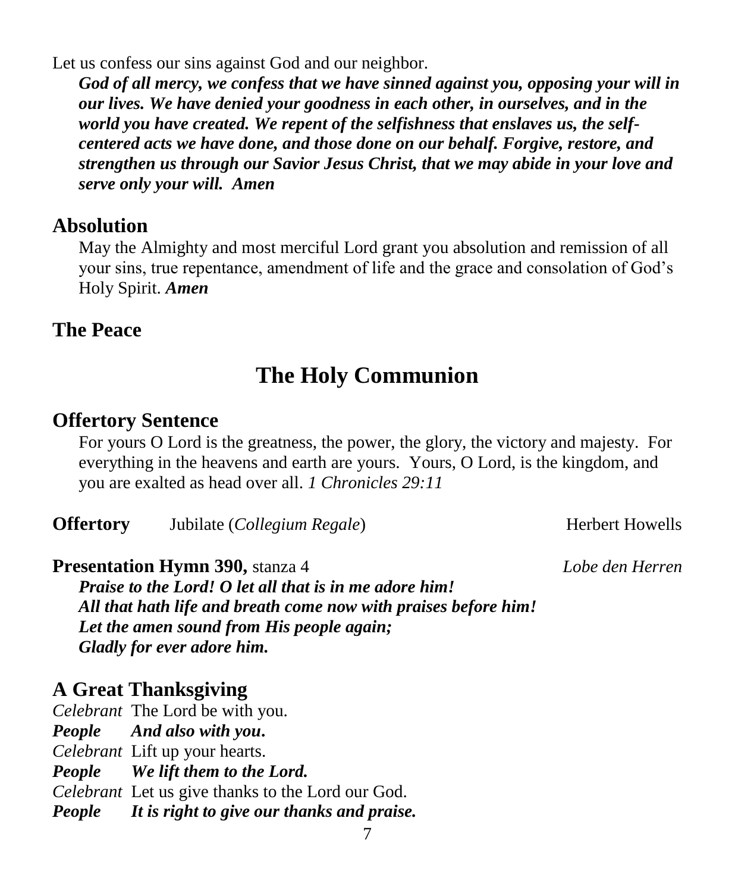Let us confess our sins against God and our neighbor.

***God of all mercy, we confess that we have sinned against you, opposing your will in our lives. We have denied your goodness in each other, in ourselves, and in the world you have created. We repent of the selfishness that enslaves us, the self-centered acts we have done, and those done on our behalf. Forgive, restore, and strengthen us through our Savior Jesus Christ, that we may abide in your love and serve only your will. Amen***

## Absolution

May the Almighty and most merciful Lord grant you absolution and remission of all your sins, true repentance, amendment of life and the grace and consolation of God's Holy Spirit. ***Amen***

## The Peace

# The Holy Communion

## Offertory Sentence

For yours O Lord is the greatness, the power, the glory, the victory and majesty. For everything in the heavens and earth are yours. Yours, O Lord, is the kingdom, and you are exalted as head over all. *1 Chronicles 29:11*

**Offertory** Jubilate (*Collegium Regale*) Herbert Howells

**Presentation Hymn 390,** stanza 4 *Lobe den Herren*

***Praise to the Lord! O let all that is in me adore him!***
***All that hath life and breath come now with praises before him!***
***Let the amen sound from His people again;***
***Gladly for ever adore him.***

## A Great Thanksgiving

*Celebrant* The Lord be with you.
***People And also with you.***
*Celebrant* Lift up your hearts.
***People We lift them to the Lord.***
*Celebrant* Let us give thanks to the Lord our God.
***People It is right to give our thanks and praise.***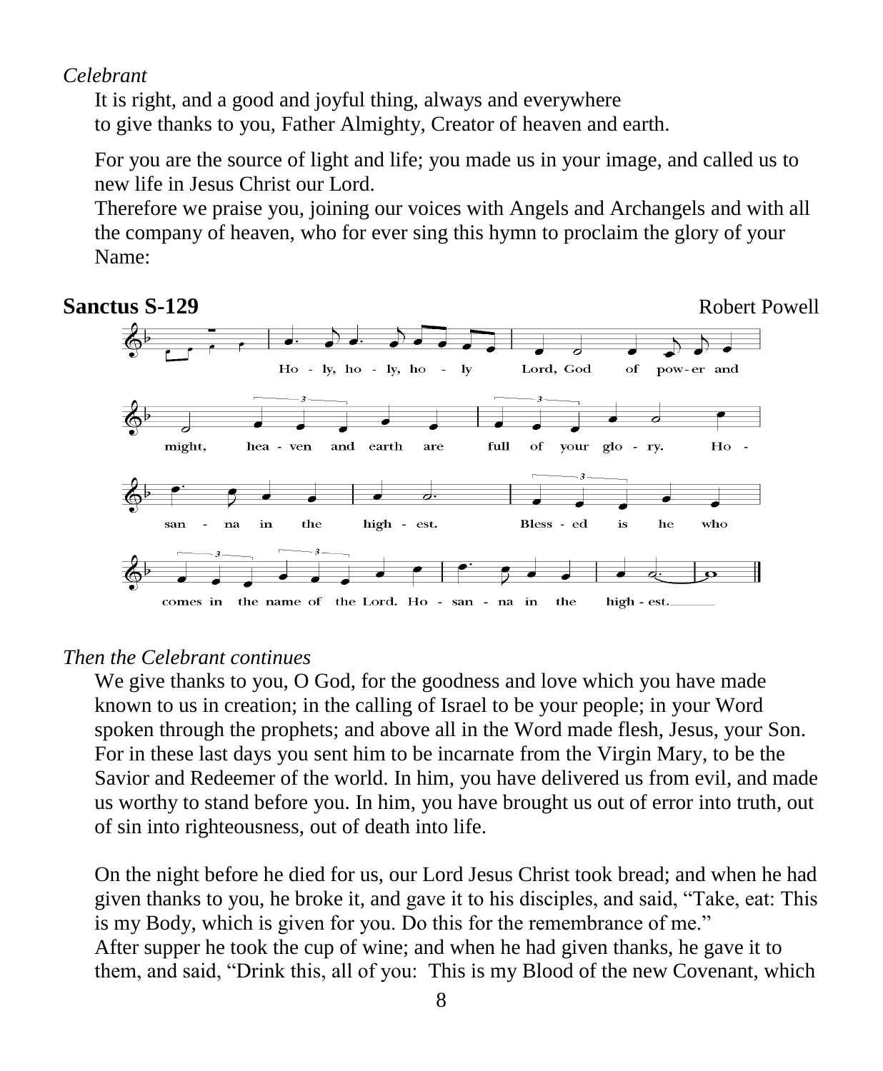*Celebrant*

It is right, and a good and joyful thing, always and everywhere
to give thanks to you, Father Almighty, Creator of heaven and earth.

For you are the source of light and life; you made us in your image, and called us to new life in Jesus Christ our Lord.
Therefore we praise you, joining our voices with Angels and Archangels and with all the company of heaven, who for ever sing this hymn to proclaim the glory of your Name:

**Sanctus S-129** Robert Powell

Holy, holy, holy Lord, God of power and might, heaven and earth are full of your glory. Hosanna in the highest. Blessed is he who comes in the name of the Lord. Hosanna in the highest.

*Then the Celebrant continues*

We give thanks to you, O God, for the goodness and love which you have made known to us in creation; in the calling of Israel to be your people; in your Word spoken through the prophets; and above all in the Word made flesh, Jesus, your Son. For in these last days you sent him to be incarnate from the Virgin Mary, to be the Savior and Redeemer of the world. In him, you have delivered us from evil, and made us worthy to stand before you. In him, you have brought us out of error into truth, out of sin into righteousness, out of death into life.

On the night before he died for us, our Lord Jesus Christ took bread; and when he had given thanks to you, he broke it, and gave it to his disciples, and said, "Take, eat: This is my Body, which is given for you. Do this for the remembrance of me."
After supper he took the cup of wine; and when he had given thanks, he gave it to them, and said, "Drink this, all of you: This is my Blood of the new Covenant, which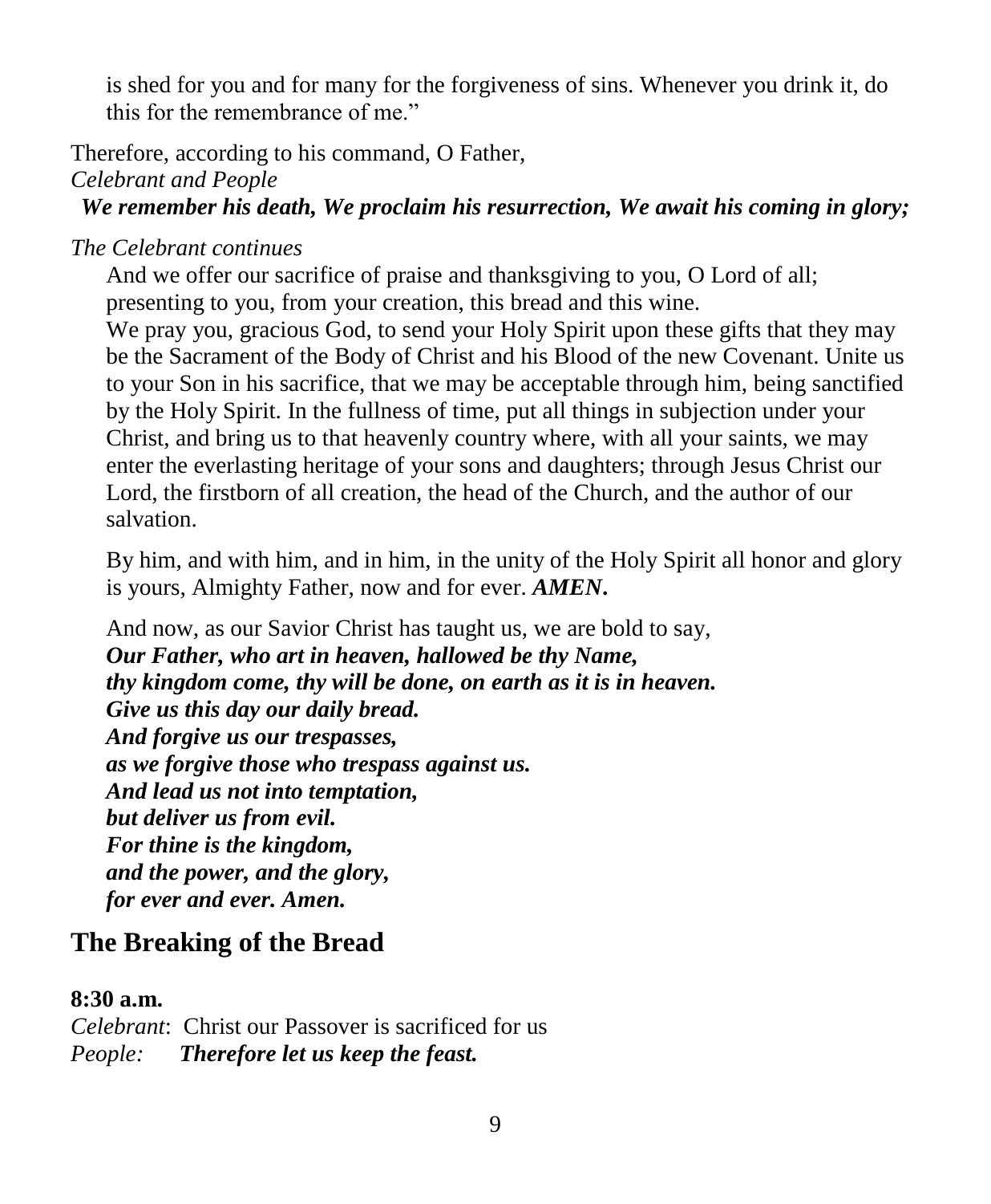is shed for you and for many for the forgiveness of sins. Whenever you drink it, do this for the remembrance of me."

Therefore, according to his command, O Father,
*Celebrant and People*
***We remember his death, We proclaim his resurrection, We await his coming in glory;***

*The Celebrant continues*

And we offer our sacrifice of praise and thanksgiving to you, O Lord of all; presenting to you, from your creation, this bread and this wine.
We pray you, gracious God, to send your Holy Spirit upon these gifts that they may be the Sacrament of the Body of Christ and his Blood of the new Covenant. Unite us to your Son in his sacrifice, that we may be acceptable through him, being sanctified by the Holy Spirit. In the fullness of time, put all things in subjection under your Christ, and bring us to that heavenly country where, with all your saints, we may enter the everlasting heritage of your sons and daughters; through Jesus Christ our Lord, the firstborn of all creation, the head of the Church, and the author of our salvation.

By him, and with him, and in him, in the unity of the Holy Spirit all honor and glory is yours, Almighty Father, now and for ever. ***AMEN*.**

And now, as our Savior Christ has taught us, we are bold to say,
***Our Father, who art in heaven, hallowed be thy Name,***
***thy kingdom come, thy will be done, on earth as it is in heaven.***
***Give us this day our daily bread.***
***And forgive us our trespasses,***
***as we forgive those who trespass against us.***
***And lead us not into temptation,***
***but deliver us from evil.***
***For thine is the kingdom,***
***and the power, and the glory,***
***for ever and ever. Amen.***

## The Breaking of the Bread

**8:30 a.m.**
*Celebrant*: Christ our Passover is sacrificed for us
*People:* ***Therefore let us keep the feast.***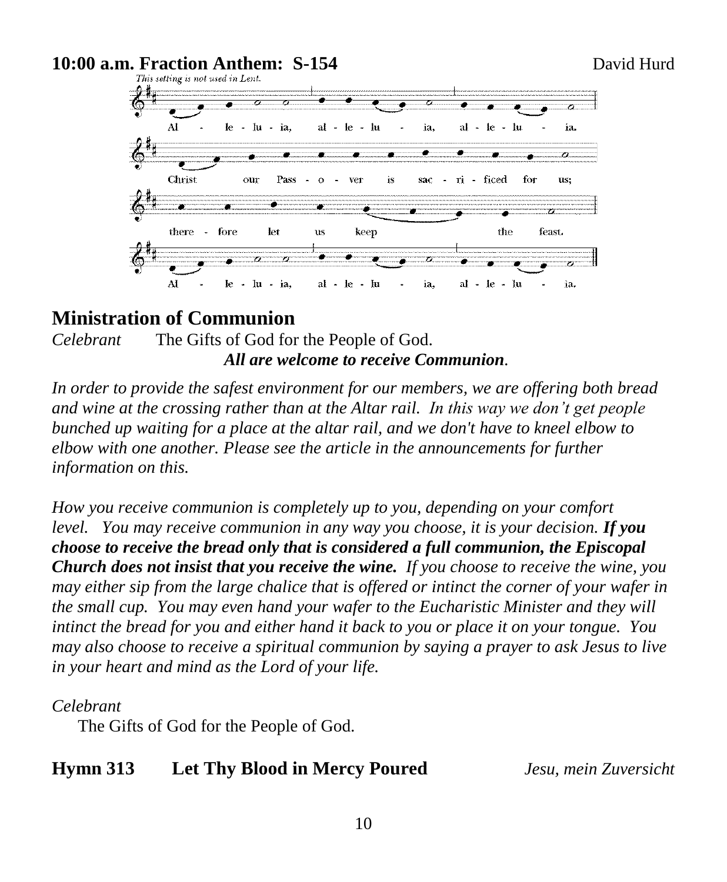**10:00 a.m. Fraction Anthem: S-154** David Hurd

*This setting is not used in Lent.*

Al - le - lu - ia, al - le - lu - ia, al - le - lu - ia.
Christ our Pass - o - ver is sac - ri - ficed for us;
there - fore let us keep the feast.
Al - le - lu - ia, al - le - lu - ia, al - le - lu - ia.

## Ministration of Communion

*Celebrant* The Gifts of God for the People of God.

***All are welcome to receive Communion.***

*In order to provide the safest environment for our members, we are offering both bread and wine at the crossing rather than at the Altar rail. In this way we don't get people bunched up waiting for a place at the altar rail, and we don't have to kneel elbow to elbow with one another. Please see the article in the announcements for further information on this.*

*How you receive communion is completely up to you, depending on your comfort level. You may receive communion in any way you choose, it is your decision.* ***If you choose to receive the bread only that is considered a full communion, the Episcopal Church does not insist that you receive the wine.*** *If you choose to receive the wine, you may either sip from the large chalice that is offered or intinct the corner of your wafer in the small cup. You may even hand your wafer to the Eucharistic Minister and they will intinct the bread for you and either hand it back to you or place it on your tongue. You may also choose to receive a spiritual communion by saying a prayer to ask Jesus to live in your heart and mind as the Lord of your life.*

*Celebrant*

The Gifts of God for the People of God.

**Hymn 313 Let Thy Blood in Mercy Poured** *Jesu, mein Zuversicht*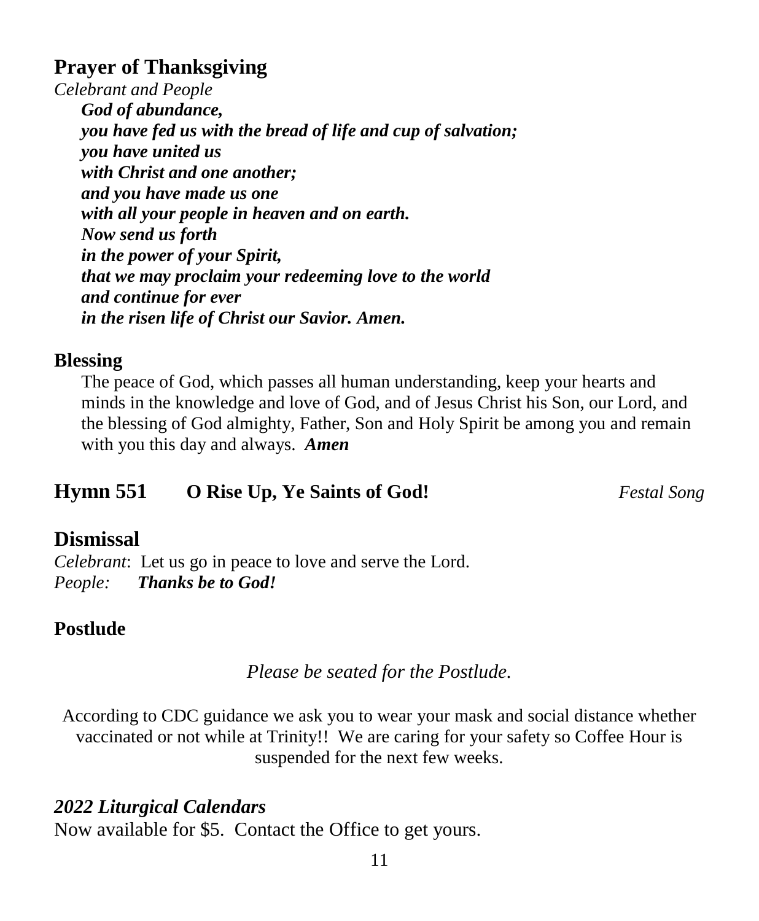## Prayer of Thanksgiving

*Celebrant and People*

***God of abundance,***
***you have fed us with the bread of life and cup of salvation;***
***you have united us***
***with Christ and one another;***
***and you have made us one***
***with all your people in heaven and on earth.***
***Now send us forth***
***in the power of your Spirit,***
***that we may proclaim your redeeming love to the world***
***and continue for ever***
***in the risen life of Christ our Savior. Amen.***

## Blessing

The peace of God, which passes all human understanding, keep your hearts and minds in the knowledge and love of God, and of Jesus Christ his Son, our Lord, and the blessing of God almighty, Father, Son and Holy Spirit be among you and remain with you this day and always. ***Amen***

## Hymn 551 O Rise Up, Ye Saints of God! *Festal Song*

## Dismissal

*Celebrant*: Let us go in peace to love and serve the Lord.
*People:* ***Thanks be to God!***

## Postlude

*Please be seated for the Postlude.*

According to CDC guidance we ask you to wear your mask and social distance whether vaccinated or not while at Trinity!! We are caring for your safety so Coffee Hour is suspended for the next few weeks.

## *2022 Liturgical Calendars*

Now available for $5. Contact the Office to get yours.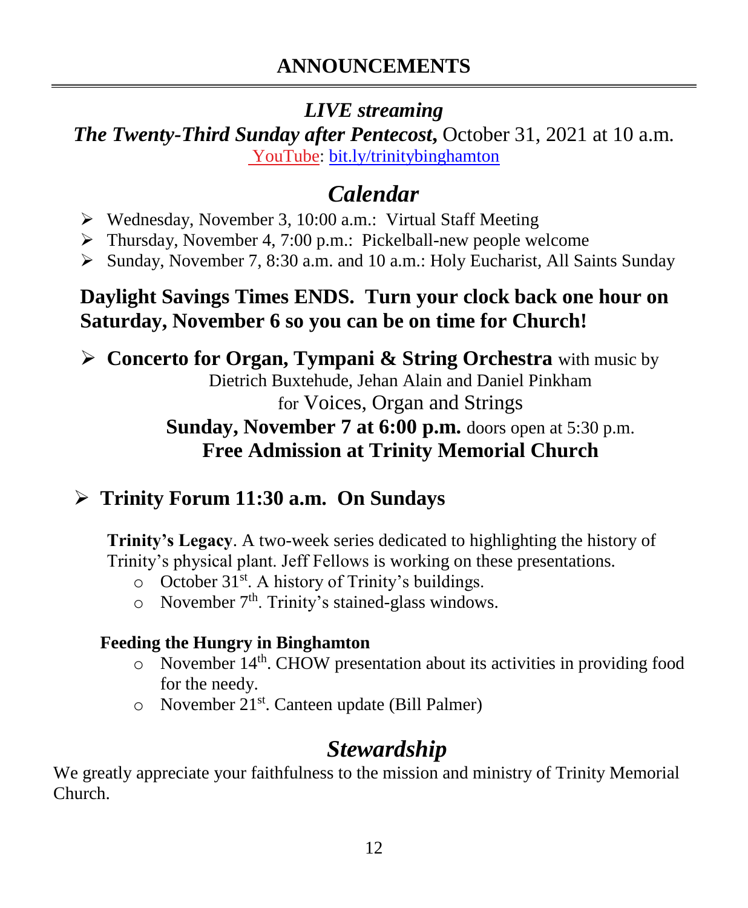# ANNOUNCEMENTS

## *LIVE streaming*

***The Twenty-Third Sunday after Pentecost,*** October 31, 2021 at 10 a.m.

YouTube: bit.ly/trinitybinghamton

## *Calendar*

- Wednesday, November 3, 10:00 a.m.: Virtual Staff Meeting
- Thursday, November 4, 7:00 p.m.: Pickelball-new people welcome
- Sunday, November 7, 8:30 a.m. and 10 a.m.: Holy Eucharist, All Saints Sunday

**Daylight Savings Times ENDS. Turn your clock back one hour on Saturday, November 6 so you can be on time for Church!**

- **Concerto for Organ, Tympani & String Orchestra** with music by
  Dietrich Buxtehude, Jehan Alain and Daniel Pinkham
  for Voices, Organ and Strings
  **Sunday, November 7 at 6:00 p.m.** doors open at 5:30 p.m.
  **Free Admission at Trinity Memorial Church**

- **Trinity Forum 11:30 a.m. On Sundays**

  **Trinity's Legacy**. A two-week series dedicated to highlighting the history of Trinity's physical plant. Jeff Fellows is working on these presentations.

  - October 31st. A history of Trinity's buildings.
  - November 7th. Trinity's stained-glass windows.

  **Feeding the Hungry in Binghamton**

  - November 14th. CHOW presentation about its activities in providing food for the needy.
  - November 21st. Canteen update (Bill Palmer)

## *Stewardship*

We greatly appreciate your faithfulness to the mission and ministry of Trinity Memorial Church.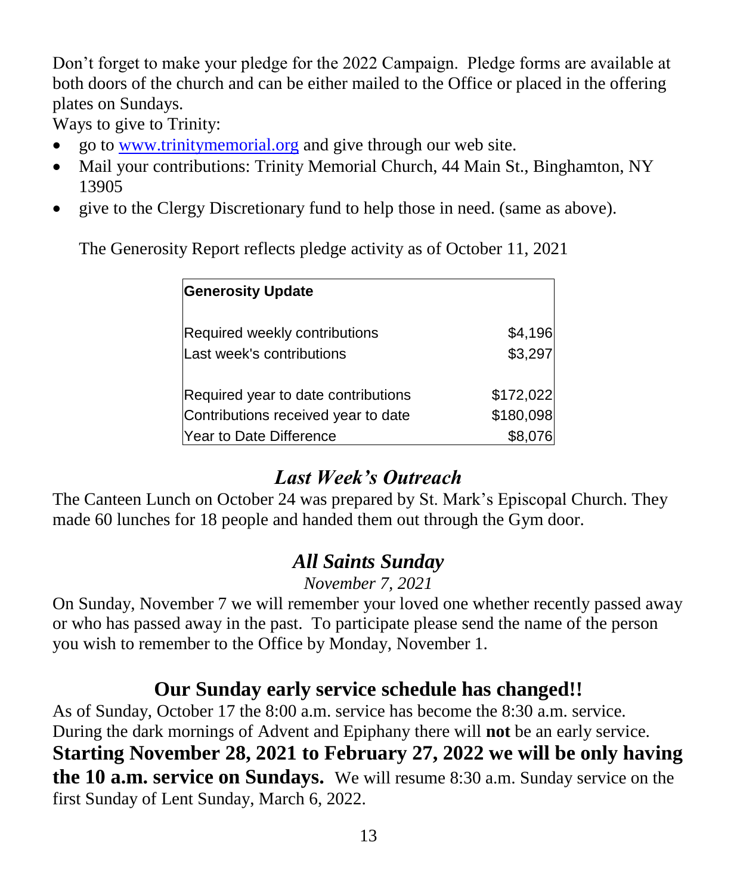Don't forget to make your pledge for the 2022 Campaign. Pledge forms are available at both doors of the church and can be either mailed to the Office or placed in the offering plates on Sundays.

Ways to give to Trinity:

- go to [www.trinitymemorial.org](http://www.trinitymemorial.org) and give through our web site.
- Mail your contributions: Trinity Memorial Church, 44 Main St., Binghamton, NY 13905
- give to the Clergy Discretionary fund to help those in need. (same as above).

The Generosity Report reflects pledge activity as of October 11, 2021

| **Generosity Update** | |
|---|---|
| Required weekly contributions | $4,196 |
| Last week's contributions | $3,297 |
| | |
| Required year to date contributions | $172,022 |
| Contributions received year to date | $180,098 |
| Year to Date Difference | $8,076 |

## *Last Week's Outreach*

The Canteen Lunch on October 24 was prepared by St. Mark's Episcopal Church. They made 60 lunches for 18 people and handed them out through the Gym door.

## *All Saints Sunday*

*November 7, 2021*

On Sunday, November 7 we will remember your loved one whether recently passed away or who has passed away in the past. To participate please send the name of the person you wish to remember to the Office by Monday, November 1.

## Our Sunday early service schedule has changed!!

As of Sunday, October 17 the 8:00 a.m. service has become the 8:30 a.m. service. During the dark mornings of Advent and Epiphany there will **not** be an early service. **Starting November 28, 2021 to February 27, 2022 we will be only having the 10 a.m. service on Sundays.** We will resume 8:30 a.m. Sunday service on the first Sunday of Lent Sunday, March 6, 2022.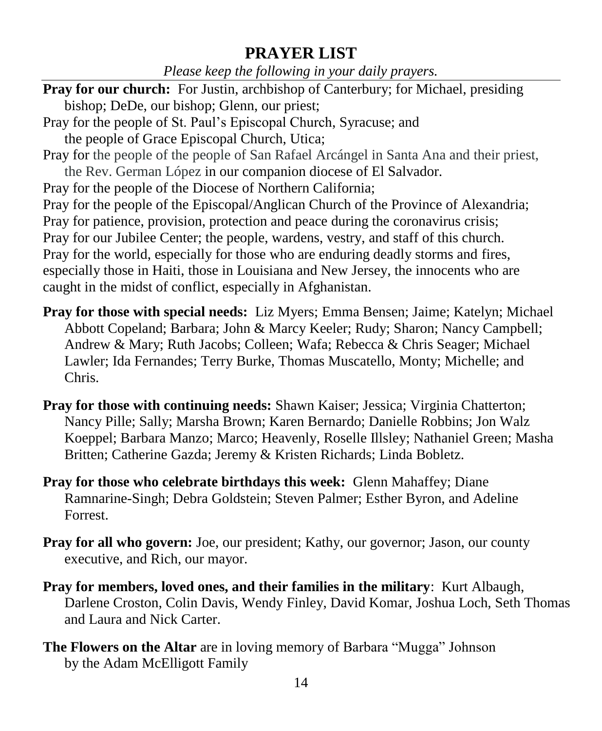# PRAYER LIST

*Please keep the following in your daily prayers.*

**Pray for our church:** For Justin, archbishop of Canterbury; for Michael, presiding bishop; DeDe, our bishop; Glenn, our priest;
Pray for the people of St. Paul's Episcopal Church, Syracuse; and the people of Grace Episcopal Church, Utica;
Pray for the people of the people of San Rafael Arcángel in Santa Ana and their priest, the Rev. German López in our companion diocese of El Salvador.
Pray for the people of the Diocese of Northern California;
Pray for the people of the Episcopal/Anglican Church of the Province of Alexandria;
Pray for patience, provision, protection and peace during the coronavirus crisis;
Pray for our Jubilee Center; the people, wardens, vestry, and staff of this church.
Pray for the world, especially for those who are enduring deadly storms and fires, especially those in Haiti, those in Louisiana and New Jersey, the innocents who are caught in the midst of conflict, especially in Afghanistan.

**Pray for those with special needs:** Liz Myers; Emma Bensen; Jaime; Katelyn; Michael Abbott Copeland; Barbara; John & Marcy Keeler; Rudy; Sharon; Nancy Campbell; Andrew & Mary; Ruth Jacobs; Colleen; Wafa; Rebecca & Chris Seager; Michael Lawler; Ida Fernandes; Terry Burke, Thomas Muscatello, Monty; Michelle; and Chris.

**Pray for those with continuing needs:** Shawn Kaiser; Jessica; Virginia Chatterton; Nancy Pille; Sally; Marsha Brown; Karen Bernardo; Danielle Robbins; Jon Walz Koeppel; Barbara Manzo; Marco; Heavenly, Roselle Illsley; Nathaniel Green; Masha Britten; Catherine Gazda; Jeremy & Kristen Richards; Linda Bobletz.

**Pray for those who celebrate birthdays this week:** Glenn Mahaffey; Diane Ramnarine-Singh; Debra Goldstein; Steven Palmer; Esther Byron, and Adeline Forrest.

**Pray for all who govern:** Joe, our president; Kathy, our governor; Jason, our county executive, and Rich, our mayor.

**Pray for members, loved ones, and their families in the military**: Kurt Albaugh, Darlene Croston, Colin Davis, Wendy Finley, David Komar, Joshua Loch, Seth Thomas and Laura and Nick Carter.

**The Flowers on the Altar** are in loving memory of Barbara "Mugga" Johnson by the Adam McElligott Family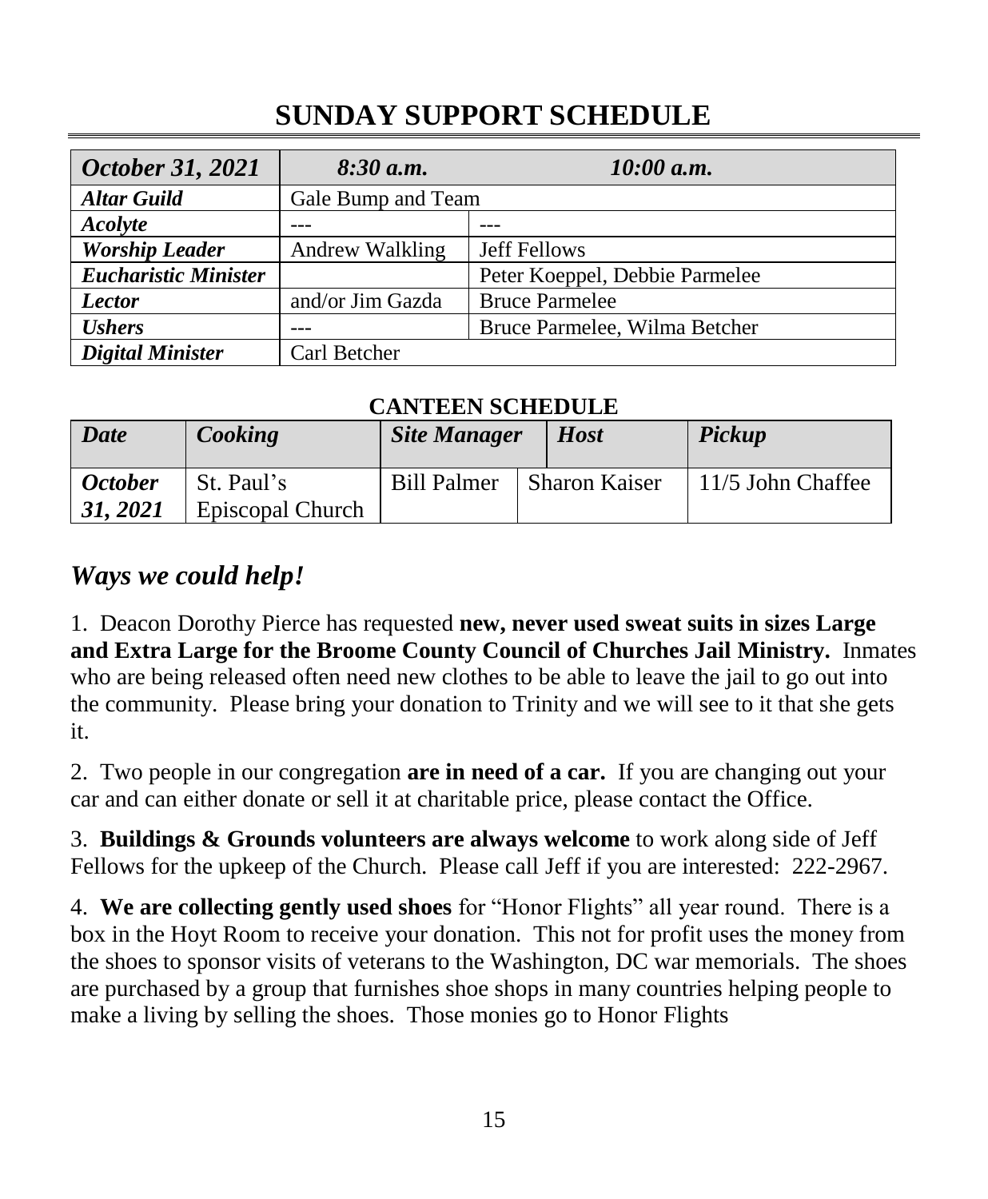# SUNDAY SUPPORT SCHEDULE

| *October 31, 2021* | *8:30 a.m.* | *10:00 a.m.* |
|---|---|---|
| ***Altar Guild*** | Gale Bump and Team | |
| ***Acolyte*** | --- | --- |
| ***Worship Leader*** | Andrew Walkling | Jeff Fellows |
| ***Eucharistic Minister*** | | Peter Koeppel, Debbie Parmelee |
| ***Lector*** | and/or Jim Gazda | Bruce Parmelee |
| ***Ushers*** | --- | Bruce Parmelee, Wilma Betcher |
| ***Digital Minister*** | Carl Betcher | |

**CANTEEN SCHEDULE**

| *Date* | *Cooking* | *Site Manager* | *Host* | *Pickup* |
|---|---|---|---|---|
| ***October 31, 2021*** | St. Paul's Episcopal Church | Bill Palmer | Sharon Kaiser | 11/5 John Chaffee |

## *Ways we could help!*

1. Deacon Dorothy Pierce has requested **new, never used sweat suits in sizes Large and Extra Large for the Broome County Council of Churches Jail Ministry.** Inmates who are being released often need new clothes to be able to leave the jail to go out into the community. Please bring your donation to Trinity and we will see to it that she gets it.

2. Two people in our congregation **are in need of a car.** If you are changing out your car and can either donate or sell it at charitable price, please contact the Office.

3. **Buildings & Grounds volunteers are always welcome** to work along side of Jeff Fellows for the upkeep of the Church. Please call Jeff if you are interested: 222-2967.

4. **We are collecting gently used shoes** for "Honor Flights" all year round. There is a box in the Hoyt Room to receive your donation. This not for profit uses the money from the shoes to sponsor visits of veterans to the Washington, DC war memorials. The shoes are purchased by a group that furnishes shoe shops in many countries helping people to make a living by selling the shoes. Those monies go to Honor Flights